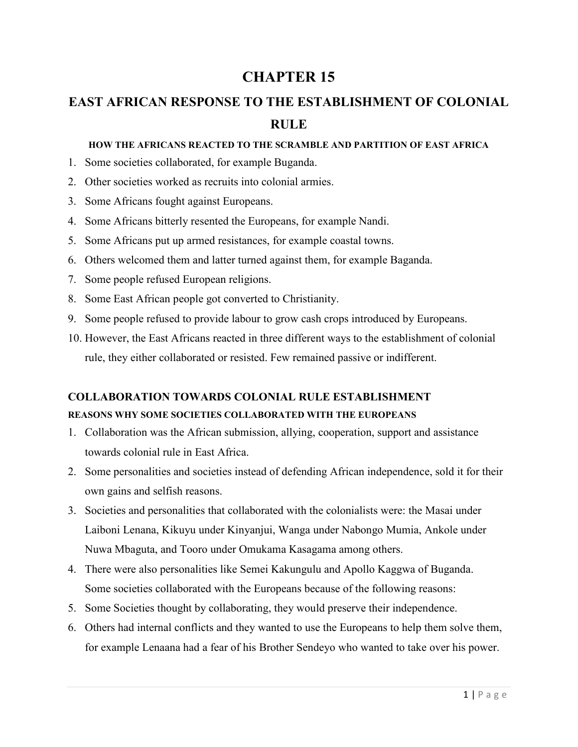# CHAPTER 15

## EAST AFRICAN RESPONSE TO THE ESTABLISHMENT OF COLONIAL RULE

#### HOW THE AFRICANS REACTED TO THE SCRAMBLE AND PARTITION OF EAST AFRICA

1. Some societies collaborated, for example Buganda.
2. Other societies worked as recruits into colonial armies.
3. Some Africans fought against Europeans.
4. Some Africans bitterly resented the Europeans, for example Nandi.
5. Some Africans put up armed resistances, for example coastal towns.
6. Others welcomed them and latter turned against them, for example Baganda.
7. Some people refused European religions.
8. Some East African people got converted to Christianity.
9. Some people refused to provide labour to grow cash crops introduced by Europeans.
10. However, the East Africans reacted in three different ways to the establishment of colonial rule, they either collaborated or resisted. Few remained passive or indifferent.

### COLLABORATION TOWARDS COLONIAL RULE ESTABLISHMENT

#### REASONS WHY SOME SOCIETIES COLLABORATED WITH THE EUROPEANS

1. Collaboration was the African submission, allying, cooperation, support and assistance towards colonial rule in East Africa.
2. Some personalities and societies instead of defending African independence, sold it for their own gains and selfish reasons.
3. Societies and personalities that collaborated with the colonialists were: the Masai under Laiboni Lenana, Kikuyu under Kinyanjui, Wanga under Nabongo Mumia, Ankole under Nuwa Mbaguta, and Tooro under Omukama Kasagama among others.
4. There were also personalities like Semei Kakungulu and Apollo Kaggwa of Buganda. Some societies collaborated with the Europeans because of the following reasons:
5. Some Societies thought by collaborating, they would preserve their independence.
6. Others had internal conflicts and they wanted to use the Europeans to help them solve them, for example Lenaana had a fear of his Brother Sendeyo who wanted to take over his power.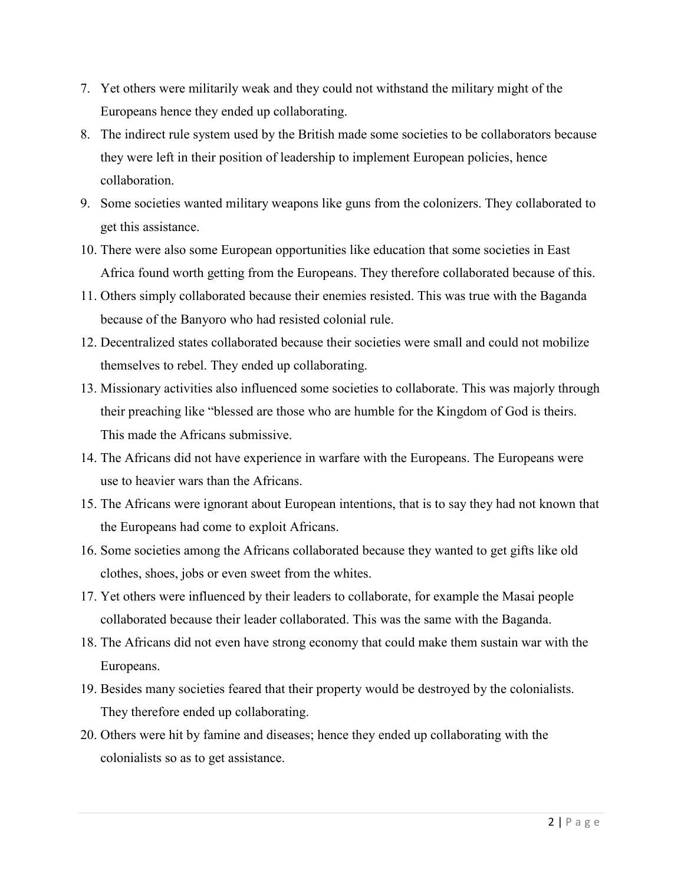7. Yet others were militarily weak and they could not withstand the military might of the Europeans hence they ended up collaborating.
8. The indirect rule system used by the British made some societies to be collaborators because they were left in their position of leadership to implement European policies, hence collaboration.
9. Some societies wanted military weapons like guns from the colonizers. They collaborated to get this assistance.
10. There were also some European opportunities like education that some societies in East Africa found worth getting from the Europeans. They therefore collaborated because of this.
11. Others simply collaborated because their enemies resisted. This was true with the Baganda because of the Banyoro who had resisted colonial rule.
12. Decentralized states collaborated because their societies were small and could not mobilize themselves to rebel. They ended up collaborating.
13. Missionary activities also influenced some societies to collaborate. This was majorly through their preaching like "blessed are those who are humble for the Kingdom of God is theirs. This made the Africans submissive.
14. The Africans did not have experience in warfare with the Europeans. The Europeans were use to heavier wars than the Africans.
15. The Africans were ignorant about European intentions, that is to say they had not known that the Europeans had come to exploit Africans.
16. Some societies among the Africans collaborated because they wanted to get gifts like old clothes, shoes, jobs or even sweet from the whites.
17. Yet others were influenced by their leaders to collaborate, for example the Masai people collaborated because their leader collaborated. This was the same with the Baganda.
18. The Africans did not even have strong economy that could make them sustain war with the Europeans.
19. Besides many societies feared that their property would be destroyed by the colonialists. They therefore ended up collaborating.
20. Others were hit by famine and diseases; hence they ended up collaborating with the colonialists so as to get assistance.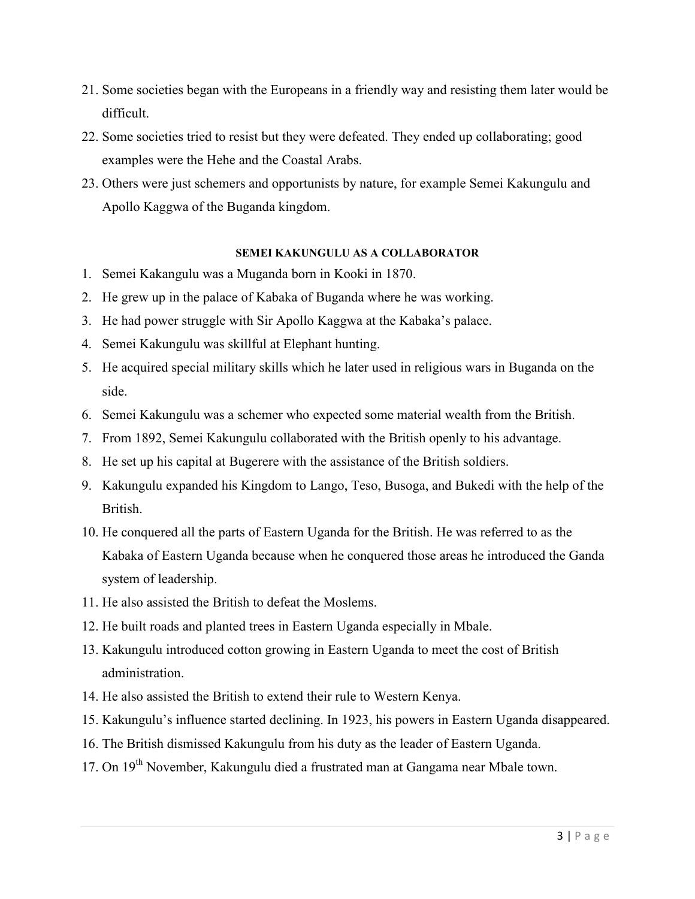21. Some societies began with the Europeans in a friendly way and resisting them later would be difficult.
22. Some societies tried to resist but they were defeated. They ended up collaborating; good examples were the Hehe and the Coastal Arabs.
23. Others were just schemers and opportunists by nature, for example Semei Kakungulu and Apollo Kaggwa of the Buganda kingdom.

#### SEMEI KAKUNGULU AS A COLLABORATOR

1. Semei Kakangulu was a Muganda born in Kooki in 1870.
2. He grew up in the palace of Kabaka of Buganda where he was working.
3. He had power struggle with Sir Apollo Kaggwa at the Kabaka's palace.
4. Semei Kakungulu was skillful at Elephant hunting.
5. He acquired special military skills which he later used in religious wars in Buganda on the side.
6. Semei Kakungulu was a schemer who expected some material wealth from the British.
7. From 1892, Semei Kakungulu collaborated with the British openly to his advantage.
8. He set up his capital at Bugerere with the assistance of the British soldiers.
9. Kakungulu expanded his Kingdom to Lango, Teso, Busoga, and Bukedi with the help of the British.
10. He conquered all the parts of Eastern Uganda for the British. He was referred to as the Kabaka of Eastern Uganda because when he conquered those areas he introduced the Ganda system of leadership.
11. He also assisted the British to defeat the Moslems.
12. He built roads and planted trees in Eastern Uganda especially in Mbale.
13. Kakungulu introduced cotton growing in Eastern Uganda to meet the cost of British administration.
14. He also assisted the British to extend their rule to Western Kenya.
15. Kakungulu's influence started declining. In 1923, his powers in Eastern Uganda disappeared.
16. The British dismissed Kakungulu from his duty as the leader of Eastern Uganda.
17. On 19th November, Kakungulu died a frustrated man at Gangama near Mbale town.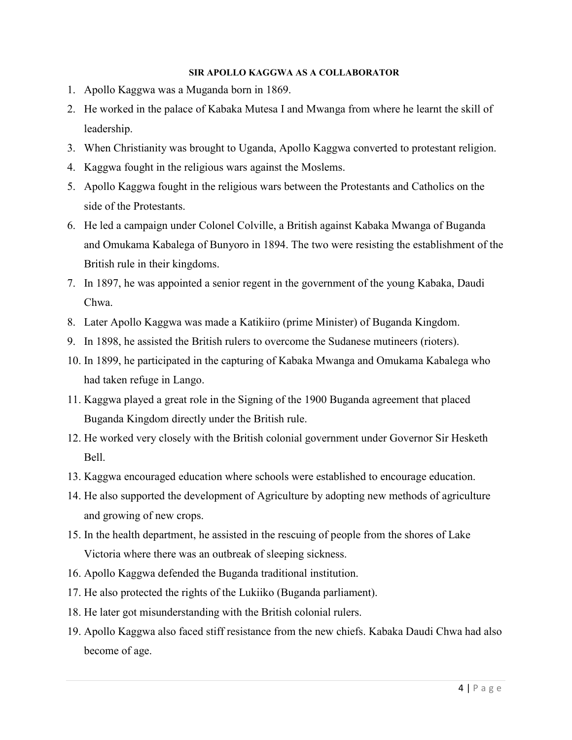## SIR APOLLO KAGGWA AS A COLLABORATOR

1. Apollo Kaggwa was a Muganda born in 1869.
2. He worked in the palace of Kabaka Mutesa I and Mwanga from where he learnt the skill of leadership.
3. When Christianity was brought to Uganda, Apollo Kaggwa converted to protestant religion.
4. Kaggwa fought in the religious wars against the Moslems.
5. Apollo Kaggwa fought in the religious wars between the Protestants and Catholics on the side of the Protestants.
6. He led a campaign under Colonel Colville, a British against Kabaka Mwanga of Buganda and Omukama Kabalega of Bunyoro in 1894. The two were resisting the establishment of the British rule in their kingdoms.
7. In 1897, he was appointed a senior regent in the government of the young Kabaka, Daudi Chwa.
8. Later Apollo Kaggwa was made a Katikiiro (prime Minister) of Buganda Kingdom.
9. In 1898, he assisted the British rulers to overcome the Sudanese mutineers (rioters).
10. In 1899, he participated in the capturing of Kabaka Mwanga and Omukama Kabalega who had taken refuge in Lango.
11. Kaggwa played a great role in the Signing of the 1900 Buganda agreement that placed Buganda Kingdom directly under the British rule.
12. He worked very closely with the British colonial government under Governor Sir Hesketh Bell.
13. Kaggwa encouraged education where schools were established to encourage education.
14. He also supported the development of Agriculture by adopting new methods of agriculture and growing of new crops.
15. In the health department, he assisted in the rescuing of people from the shores of Lake Victoria where there was an outbreak of sleeping sickness.
16. Apollo Kaggwa defended the Buganda traditional institution.
17. He also protected the rights of the Lukiiko (Buganda parliament).
18. He later got misunderstanding with the British colonial rulers.
19. Apollo Kaggwa also faced stiff resistance from the new chiefs. Kabaka Daudi Chwa had also become of age.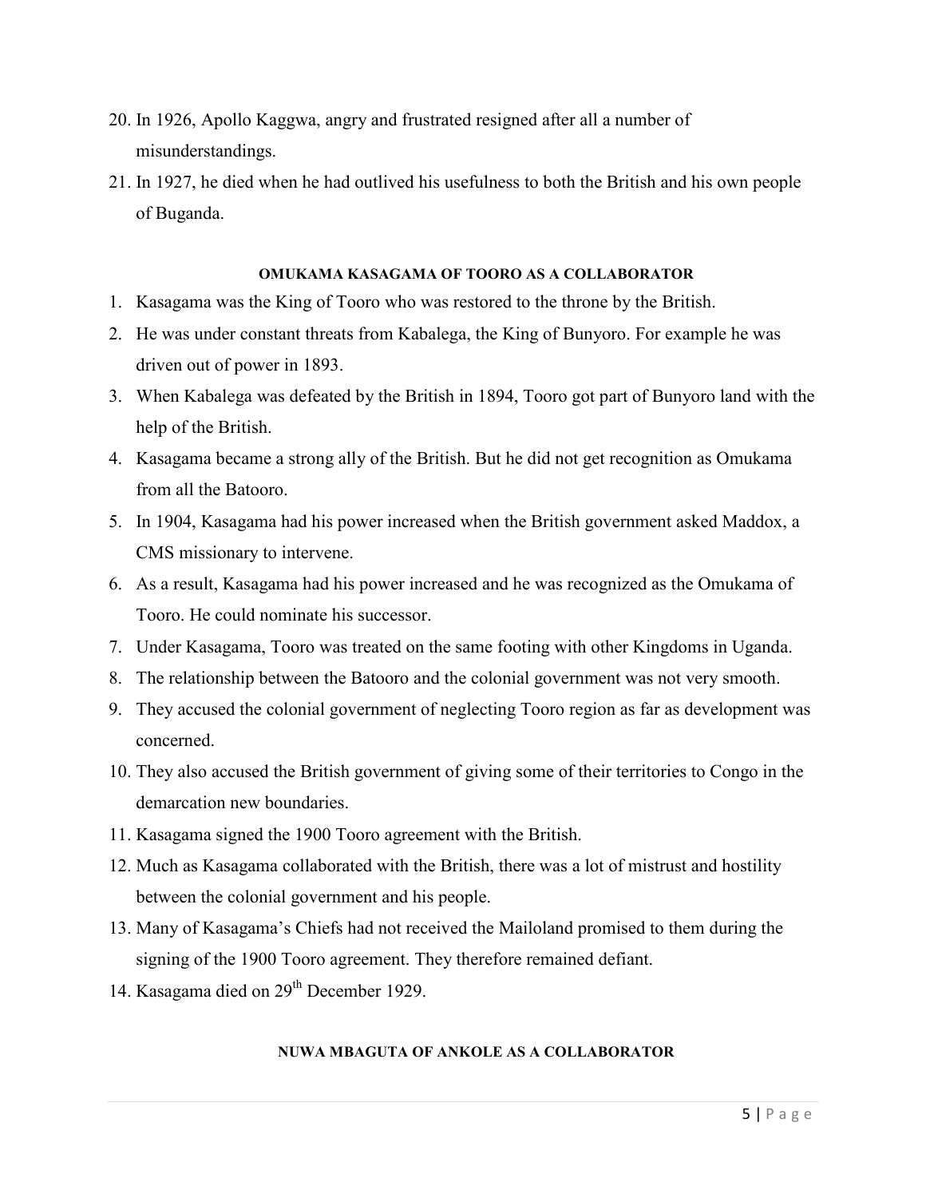20. In 1926, Apollo Kaggwa, angry and frustrated resigned after all a number of misunderstandings.
21. In 1927, he died when he had outlived his usefulness to both the British and his own people of Buganda.

### OMUKAMA KASAGAMA OF TOORO AS A COLLABORATOR

1. Kasagama was the King of Tooro who was restored to the throne by the British.
2. He was under constant threats from Kabalega, the King of Bunyoro. For example he was driven out of power in 1893.
3. When Kabalega was defeated by the British in 1894, Tooro got part of Bunyoro land with the help of the British.
4. Kasagama became a strong ally of the British. But he did not get recognition as Omukama from all the Batooro.
5. In 1904, Kasagama had his power increased when the British government asked Maddox, a CMS missionary to intervene.
6. As a result, Kasagama had his power increased and he was recognized as the Omukama of Tooro. He could nominate his successor.
7. Under Kasagama, Tooro was treated on the same footing with other Kingdoms in Uganda.
8. The relationship between the Batooro and the colonial government was not very smooth.
9. They accused the colonial government of neglecting Tooro region as far as development was concerned.
10. They also accused the British government of giving some of their territories to Congo in the demarcation new boundaries.
11. Kasagama signed the 1900 Tooro agreement with the British.
12. Much as Kasagama collaborated with the British, there was a lot of mistrust and hostility between the colonial government and his people.
13. Many of Kasagama's Chiefs had not received the Mailoland promised to them during the signing of the 1900 Tooro agreement. They therefore remained defiant.
14. Kasagama died on 29th December 1929.

### NUWA MBAGUTA OF ANKOLE AS A COLLABORATOR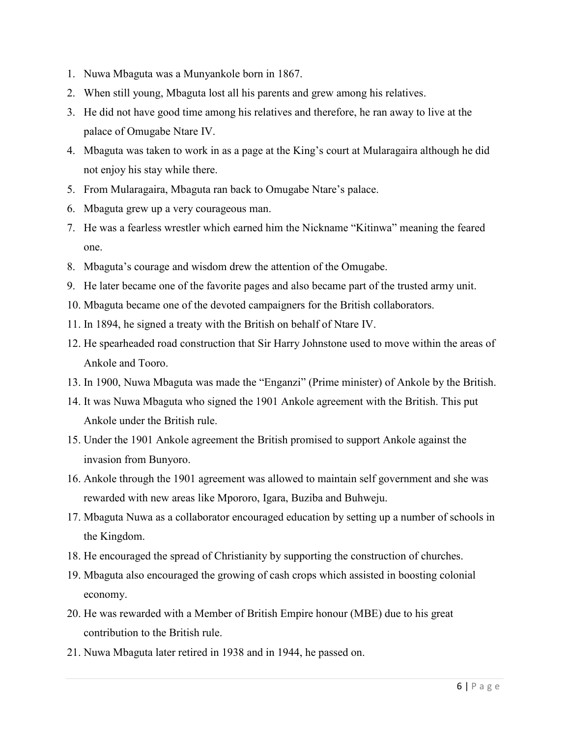1. Nuwa Mbaguta was a Munyankole born in 1867.
2. When still young, Mbaguta lost all his parents and grew among his relatives.
3. He did not have good time among his relatives and therefore, he ran away to live at the palace of Omugabe Ntare IV.
4. Mbaguta was taken to work in as a page at the King's court at Mularagaira although he did not enjoy his stay while there.
5. From Mularagaira, Mbaguta ran back to Omugabe Ntare's palace.
6. Mbaguta grew up a very courageous man.
7. He was a fearless wrestler which earned him the Nickname "Kitinwa" meaning the feared one.
8. Mbaguta's courage and wisdom drew the attention of the Omugabe.
9. He later became one of the favorite pages and also became part of the trusted army unit.
10. Mbaguta became one of the devoted campaigners for the British collaborators.
11. In 1894, he signed a treaty with the British on behalf of Ntare IV.
12. He spearheaded road construction that Sir Harry Johnstone used to move within the areas of Ankole and Tooro.
13. In 1900, Nuwa Mbaguta was made the "Enganzi" (Prime minister) of Ankole by the British.
14. It was Nuwa Mbaguta who signed the 1901 Ankole agreement with the British. This put Ankole under the British rule.
15. Under the 1901 Ankole agreement the British promised to support Ankole against the invasion from Bunyoro.
16. Ankole through the 1901 agreement was allowed to maintain self government and she was rewarded with new areas like Mpororo, Igara, Buziba and Buhweju.
17. Mbaguta Nuwa as a collaborator encouraged education by setting up a number of schools in the Kingdom.
18. He encouraged the spread of Christianity by supporting the construction of churches.
19. Mbaguta also encouraged the growing of cash crops which assisted in boosting colonial economy.
20. He was rewarded with a Member of British Empire honour (MBE) due to his great contribution to the British rule.
21. Nuwa Mbaguta later retired in 1938 and in 1944, he passed on.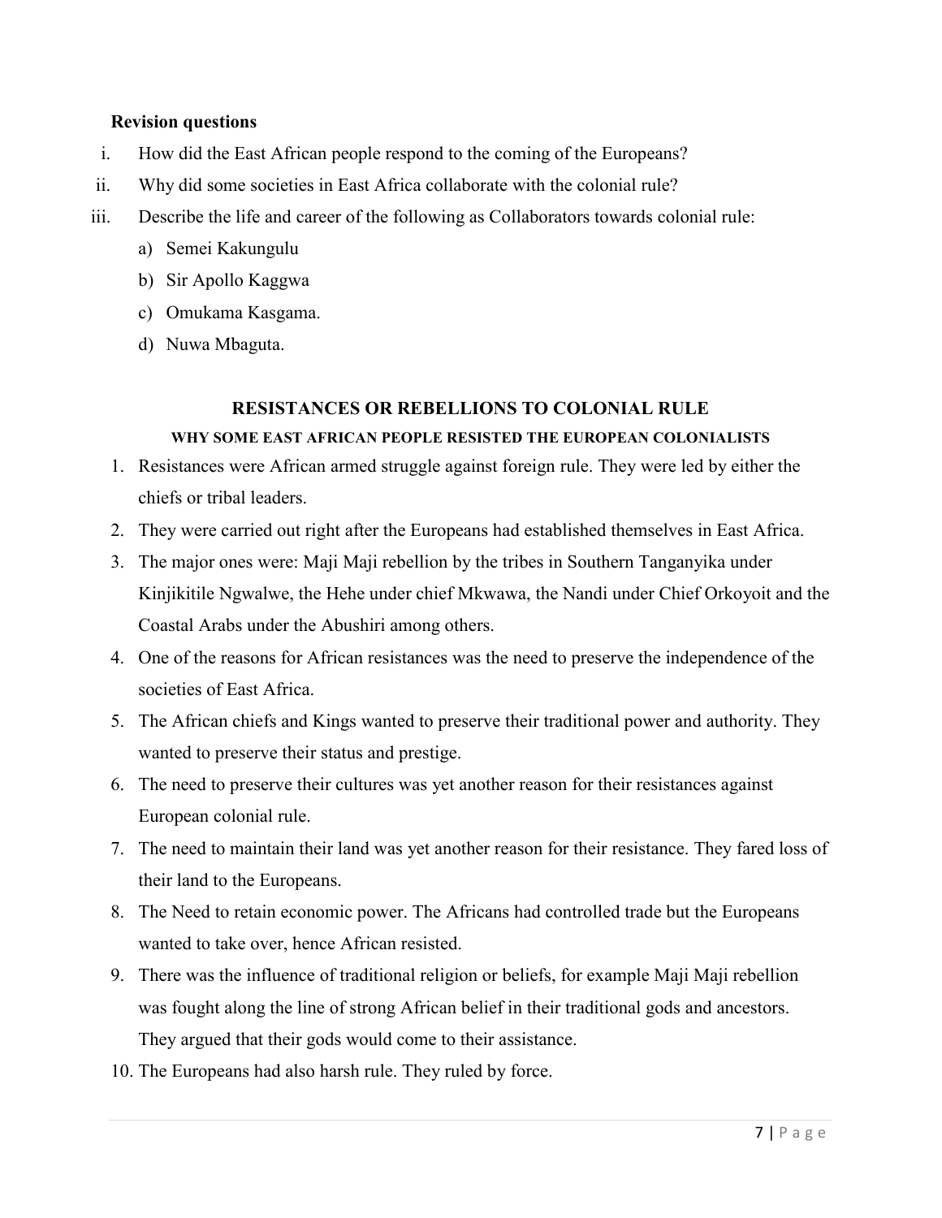**Revision questions**

i. How did the East African people respond to the coming of the Europeans?

ii. Why did some societies in East Africa collaborate with the colonial rule?

iii. Describe the life and career of the following as Collaborators towards colonial rule:

   a) Semei Kakungulu

   b) Sir Apollo Kaggwa

   c) Omukama Kasgama.

   d) Nuwa Mbaguta.

## RESISTANCES OR REBELLIONS TO COLONIAL RULE

### WHY SOME EAST AFRICAN PEOPLE RESISTED THE EUROPEAN COLONIALISTS

1. Resistances were African armed struggle against foreign rule. They were led by either the chiefs or tribal leaders.
2. They were carried out right after the Europeans had established themselves in East Africa.
3. The major ones were: Maji Maji rebellion by the tribes in Southern Tanganyika under Kinjikitile Ngwalwe, the Hehe under chief Mkwawa, the Nandi under Chief Orkoyoit and the Coastal Arabs under the Abushiri among others.
4. One of the reasons for African resistances was the need to preserve the independence of the societies of East Africa.
5. The African chiefs and Kings wanted to preserve their traditional power and authority. They wanted to preserve their status and prestige.
6. The need to preserve their cultures was yet another reason for their resistances against European colonial rule.
7. The need to maintain their land was yet another reason for their resistance. They fared loss of their land to the Europeans.
8. The Need to retain economic power. The Africans had controlled trade but the Europeans wanted to take over, hence African resisted.
9. There was the influence of traditional religion or beliefs, for example Maji Maji rebellion was fought along the line of strong African belief in their traditional gods and ancestors. They argued that their gods would come to their assistance.
10. The Europeans had also harsh rule. They ruled by force.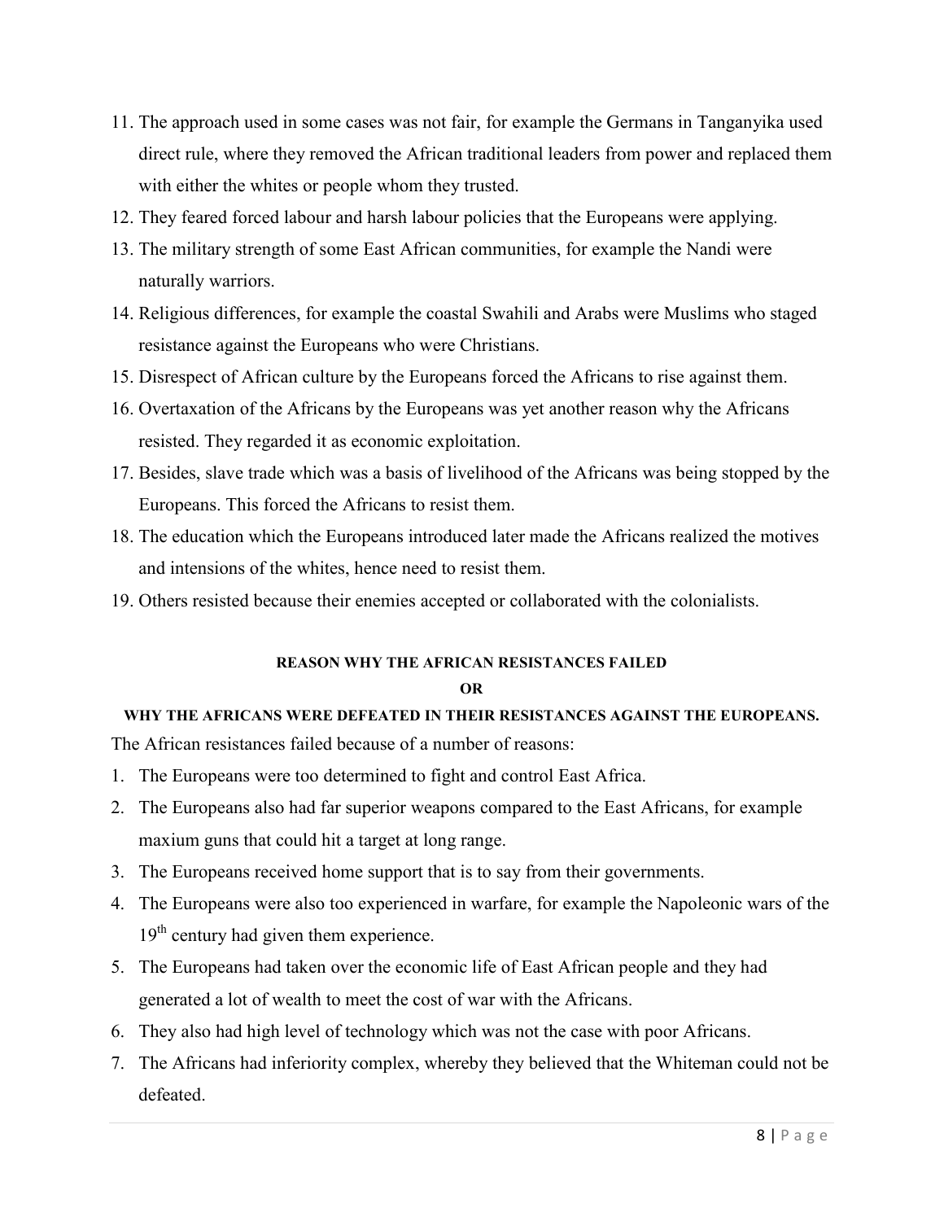11. The approach used in some cases was not fair, for example the Germans in Tanganyika used direct rule, where they removed the African traditional leaders from power and replaced them with either the whites or people whom they trusted.
12. They feared forced labour and harsh labour policies that the Europeans were applying.
13. The military strength of some East African communities, for example the Nandi were naturally warriors.
14. Religious differences, for example the coastal Swahili and Arabs were Muslims who staged resistance against the Europeans who were Christians.
15. Disrespect of African culture by the Europeans forced the Africans to rise against them.
16. Overtaxation of the Africans by the Europeans was yet another reason why the Africans resisted. They regarded it as economic exploitation.
17. Besides, slave trade which was a basis of livelihood of the Africans was being stopped by the Europeans. This forced the Africans to resist them.
18. The education which the Europeans introduced later made the Africans realized the motives and intensions of the whites, hence need to resist them.
19. Others resisted because their enemies accepted or collaborated with the colonialists.

**REASON WHY THE AFRICAN RESISTANCES FAILED**

**OR**

**WHY THE AFRICANS WERE DEFEATED IN THEIR RESISTANCES AGAINST THE EUROPEANS.**

The African resistances failed because of a number of reasons:

1. The Europeans were too determined to fight and control East Africa.
2. The Europeans also had far superior weapons compared to the East Africans, for example maxium guns that could hit a target at long range.
3. The Europeans received home support that is to say from their governments.
4. The Europeans were also too experienced in warfare, for example the Napoleonic wars of the 19th century had given them experience.
5. The Europeans had taken over the economic life of East African people and they had generated a lot of wealth to meet the cost of war with the Africans.
6. They also had high level of technology which was not the case with poor Africans.
7. The Africans had inferiority complex, whereby they believed that the Whiteman could not be defeated.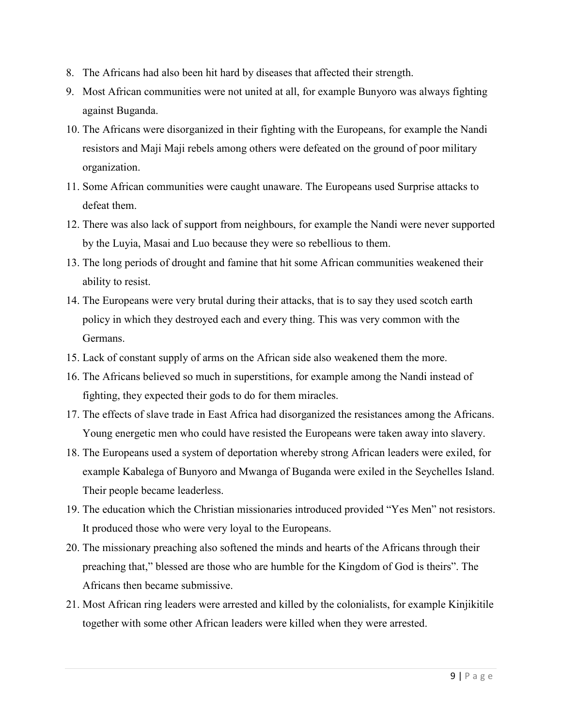8. The Africans had also been hit hard by diseases that affected their strength.
9. Most African communities were not united at all, for example Bunyoro was always fighting against Buganda.
10. The Africans were disorganized in their fighting with the Europeans, for example the Nandi resistors and Maji Maji rebels among others were defeated on the ground of poor military organization.
11. Some African communities were caught unaware. The Europeans used Surprise attacks to defeat them.
12. There was also lack of support from neighbours, for example the Nandi were never supported by the Luyia, Masai and Luo because they were so rebellious to them.
13. The long periods of drought and famine that hit some African communities weakened their ability to resist.
14. The Europeans were very brutal during their attacks, that is to say they used scotch earth policy in which they destroyed each and every thing. This was very common with the Germans.
15. Lack of constant supply of arms on the African side also weakened them the more.
16. The Africans believed so much in superstitions, for example among the Nandi instead of fighting, they expected their gods to do for them miracles.
17. The effects of slave trade in East Africa had disorganized the resistances among the Africans. Young energetic men who could have resisted the Europeans were taken away into slavery.
18. The Europeans used a system of deportation whereby strong African leaders were exiled, for example Kabalega of Bunyoro and Mwanga of Buganda were exiled in the Seychelles Island. Their people became leaderless.
19. The education which the Christian missionaries introduced provided "Yes Men" not resistors. It produced those who were very loyal to the Europeans.
20. The missionary preaching also softened the minds and hearts of the Africans through their preaching that," blessed are those who are humble for the Kingdom of God is theirs". The Africans then became submissive.
21. Most African ring leaders were arrested and killed by the colonialists, for example Kinjikitile together with some other African leaders were killed when they were arrested.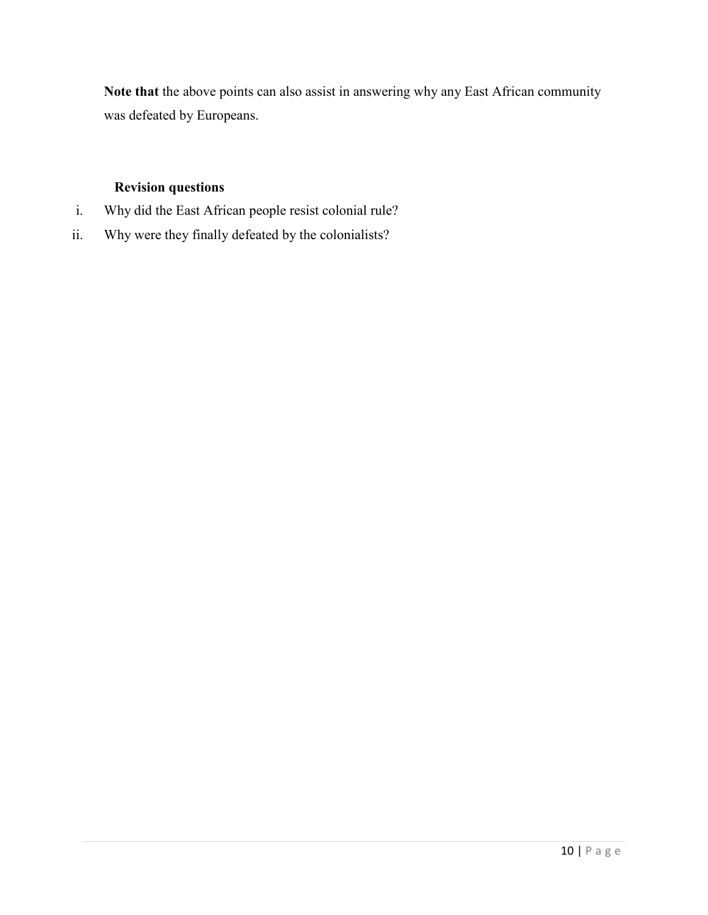**Note that** the above points can also assist in answering why any East African community was defeated by Europeans.

**Revision questions**

i. Why did the East African people resist colonial rule?
ii. Why were they finally defeated by the colonialists?